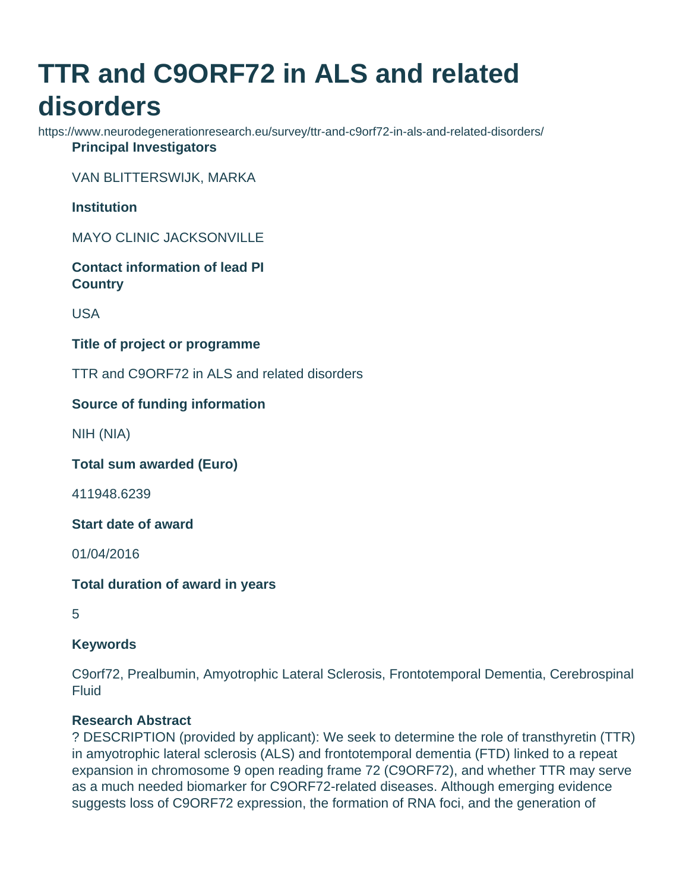# TTR and C9ORF72 in ALS and related disorders

https://www.neurodegenerationresearch.eu/survey/ttr-and-c9orf72-in-als-and-related-disorders/

**Principal Investigators**

VAN BLITTERSWIJK, MARKA

**Institution**

MAYO CLINIC JACKSONVILLE

**Contact information of lead PI**

**Country**

USA

**Title of project or programme**

TTR and C9ORF72 in ALS and related disorders

**Source of funding information**

NIH (NIA)

**Total sum awarded (Euro)**

411948.6239

**Start date of award**

01/04/2016

**Total duration of award in years**

5

**Keywords**

C9orf72, Prealbumin, Amyotrophic Lateral Sclerosis, Frontotemporal Dementia, Cerebrospinal Fluid

**Research Abstract**

? DESCRIPTION (provided by applicant): We seek to determine the role of transthyretin (TTR) in amyotrophic lateral sclerosis (ALS) and frontotemporal dementia (FTD) linked to a repeat expansion in chromosome 9 open reading frame 72 (C9ORF72), and whether TTR may serve as a much needed biomarker for C9ORF72-related diseases. Although emerging evidence suggests loss of C9ORF72 expression, the formation of RNA foci, and the generation of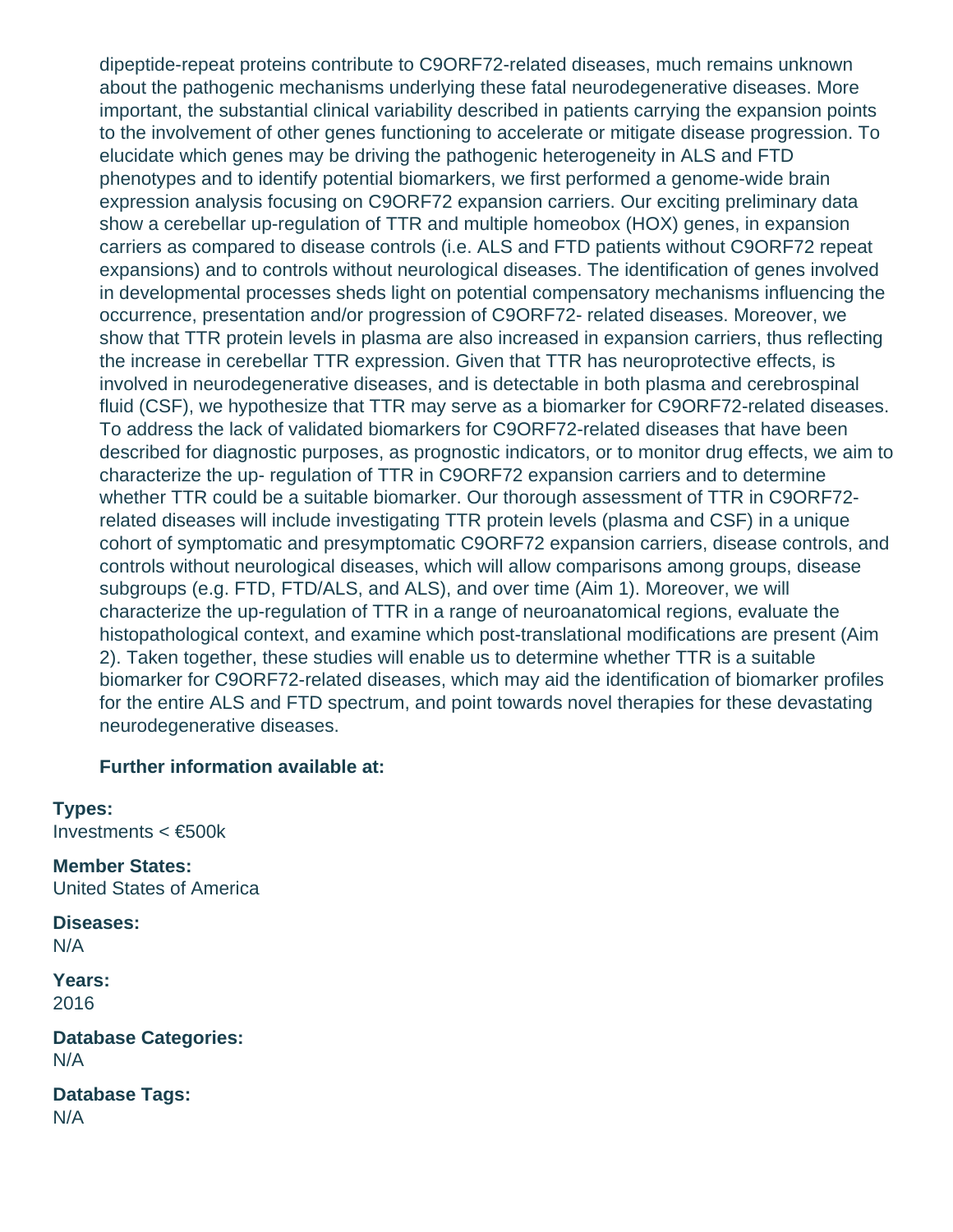dipeptide-repeat proteins contribute to C9ORF72-related diseases, much remains unknown about the pathogenic mechanisms underlying these fatal neurodegenerative diseases. More important, the substantial clinical variability described in patients carrying the expansion points to the involvement of other genes functioning to accelerate or mitigate disease progression. To elucidate which genes may be driving the pathogenic heterogeneity in ALS and FTD phenotypes and to identify potential biomarkers, we first performed a genome-wide brain expression analysis focusing on C9ORF72 expansion carriers. Our exciting preliminary data show a cerebellar up-regulation of TTR and multiple homeobox (HOX) genes, in expansion carriers as compared to disease controls (i.e. ALS and FTD patients without C9ORF72 repeat expansions) and to controls without neurological diseases. The identification of genes involved in developmental processes sheds light on potential compensatory mechanisms influencing the occurrence, presentation and/or progression of C9ORF72- related diseases. Moreover, we show that TTR protein levels in plasma are also increased in expansion carriers, thus reflecting the increase in cerebellar TTR expression. Given that TTR has neuroprotective effects, is involved in neurodegenerative diseases, and is detectable in both plasma and cerebrospinal fluid (CSF), we hypothesize that TTR may serve as a biomarker for C9ORF72-related diseases. To address the lack of validated biomarkers for C9ORF72-related diseases that have been described for diagnostic purposes, as prognostic indicators, or to monitor drug effects, we aim to characterize the up- regulation of TTR in C9ORF72 expansion carriers and to determine whether TTR could be a suitable biomarker. Our thorough assessment of TTR in C9ORF72-related diseases will include investigating TTR protein levels (plasma and CSF) in a unique cohort of symptomatic and presymptomatic C9ORF72 expansion carriers, disease controls, and controls without neurological diseases, which will allow comparisons among groups, disease subgroups (e.g. FTD, FTD/ALS, and ALS), and over time (Aim 1). Moreover, we will characterize the up-regulation of TTR in a range of neuroanatomical regions, evaluate the histopathological context, and examine which post-translational modifications are present (Aim 2). Taken together, these studies will enable us to determine whether TTR is a suitable biomarker for C9ORF72-related diseases, which may aid the identification of biomarker profiles for the entire ALS and FTD spectrum, and point towards novel therapies for these devastating neurodegenerative diseases.

**Further information available at:**

**Types:**
Investments < €500k

**Member States:**
United States of America

**Diseases:**
N/A

**Years:**
2016

**Database Categories:**
N/A

**Database Tags:**
N/A